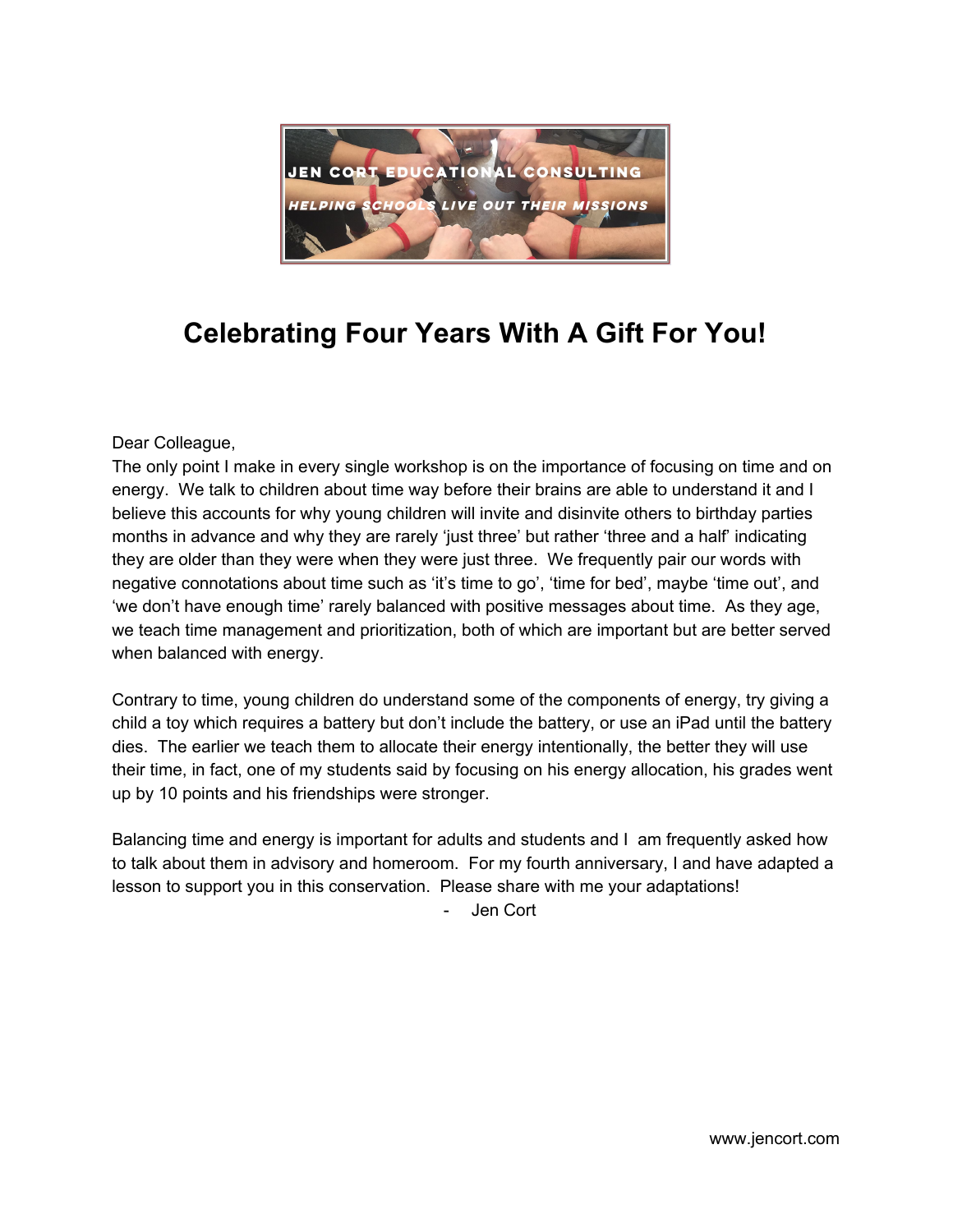# Celebrating Four Years With A Gift For You!

Dear Colleague,

The only point I make in every single workshop is on the importance of focusing on time and on energy. We talk to children about time way before their brains are able to understand it and I believe this accounts for why young children will invite and disinvite others to birthday parties months in advance and why they are rarely 'just three' but rather 'three and a half' indicating they are older than they were when they were just three. We frequently pair our words with negative connotations about time such as 'it's time to go', 'time for bed', maybe 'time out', and 'we don't have enough time' rarely balanced with positive messages about time. As they age, we teach time management and prioritization, both of which are important but are better served when balanced with energy.

Contrary to time, young children do understand some of the components of energy, try giving a child a toy which requires a battery but don't include the battery, or use an iPad until the battery dies. The earlier we teach them to allocate their energy intentionally, the better they will use their time, in fact, one of my students said by focusing on his energy allocation, his grades went up by 10 points and his friendships were stronger.

Balancing time and energy is important for adults and students and I am frequently asked how to talk about them in advisory and homeroom. For my fourth anniversary, I and have adapted a lesson to support you in this conservation. Please share with me your adaptations!

- Jen Cort

www.jencort.com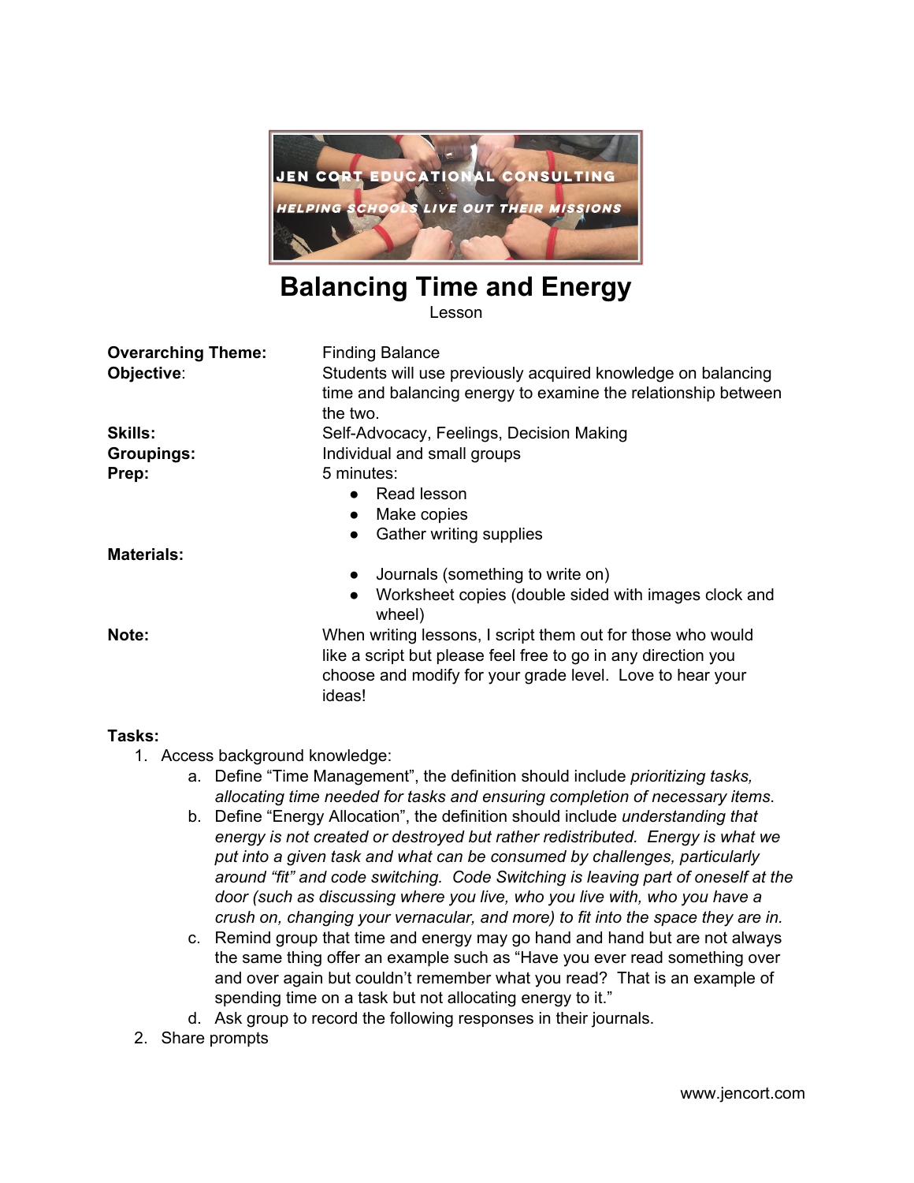JEN CORT EDUCATIONAL CONSULTING

HELPING SCHOOLS LIVE OUT THEIR MISSIONS

# Balancing Time and Energy

Lesson

**Overarching Theme:** Finding Balance

**Objective**: Students will use previously acquired knowledge on balancing time and balancing energy to examine the relationship between the two.

**Skills:** Self-Advocacy, Feelings, Decision Making

**Groupings:** Individual and small groups

**Prep:** 5 minutes:

- Read lesson
- Make copies
- Gather writing supplies

**Materials:**

- Journals (something to write on)
- Worksheet copies (double sided with images clock and wheel)

**Note:** When writing lessons, I script them out for those who would like a script but please feel free to go in any direction you choose and modify for your grade level. Love to hear your ideas!

**Tasks:**

1. Access background knowledge:
   a. Define "Time Management", the definition should include *prioritizing tasks, allocating time needed for tasks and ensuring completion of necessary items*.
   b. Define "Energy Allocation", the definition should include *understanding that energy is not created or destroyed but rather redistributed. Energy is what we put into a given task and what can be consumed by challenges, particularly around "fit" and code switching. Code Switching is leaving part of oneself at the door (such as discussing where you live, who you live with, who you have a crush on, changing your vernacular, and more) to fit into the space they are in.*
   c. Remind group that time and energy may go hand and hand but are not always the same thing offer an example such as "Have you ever read something over and over again but couldn't remember what you read? That is an example of spending time on a task but not allocating energy to it."
   d. Ask group to record the following responses in their journals.
2. Share prompts

www.jencort.com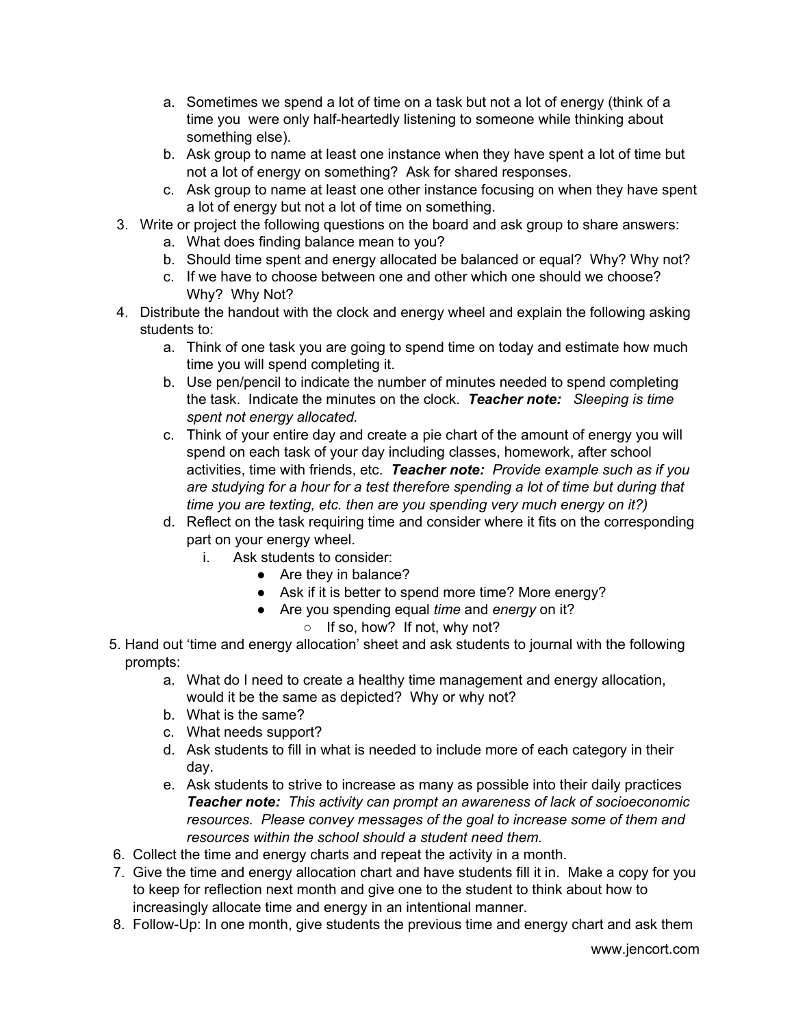a. Sometimes we spend a lot of time on a task but not a lot of energy (think of a time you were only half-heartedly listening to someone while thinking about something else).
   b. Ask group to name at least one instance when they have spent a lot of time but not a lot of energy on something? Ask for shared responses.
   c. Ask group to name at least one other instance focusing on when they have spent a lot of energy but not a lot of time on something.
3. Write or project the following questions on the board and ask group to share answers:
   a. What does finding balance mean to you?
   b. Should time spent and energy allocated be balanced or equal? Why? Why not?
   c. If we have to choose between one and other which one should we choose? Why? Why Not?
4. Distribute the handout with the clock and energy wheel and explain the following asking students to:
   a. Think of one task you are going to spend time on today and estimate how much time you will spend completing it.
   b. Use pen/pencil to indicate the number of minutes needed to spend completing the task. Indicate the minutes on the clock. ***Teacher note:*** *Sleeping is time spent not energy allocated.*
   c. Think of your entire day and create a pie chart of the amount of energy you will spend on each task of your day including classes, homework, after school activities, time with friends, etc. ***Teacher note:*** *Provide example such as if you are studying for a hour for a test therefore spending a lot of time but during that time you are texting, etc. then are you spending very much energy on it?)*
   d. Reflect on the task requiring time and consider where it fits on the corresponding part on your energy wheel.
      i. Ask students to consider:
         - Are they in balance?
         - Ask if it is better to spend more time? More energy?
         - Are you spending equal *time* and *energy* on it?
           - If so, how? If not, why not?
5. Hand out 'time and energy allocation' sheet and ask students to journal with the following prompts:
   a. What do I need to create a healthy time management and energy allocation, would it be the same as depicted? Why or why not?
   b. What is the same?
   c. What needs support?
   d. Ask students to fill in what is needed to include more of each category in their day.
   e. Ask students to strive to increase as many as possible into their daily practices ***Teacher note:*** *This activity can prompt an awareness of lack of socioeconomic resources. Please convey messages of the goal to increase some of them and resources within the school should a student need them.*
6. Collect the time and energy charts and repeat the activity in a month.
7. Give the time and energy allocation chart and have students fill it in. Make a copy for you to keep for reflection next month and give one to the student to think about how to increasingly allocate time and energy in an intentional manner.
8. Follow-Up: In one month, give students the previous time and energy chart and ask them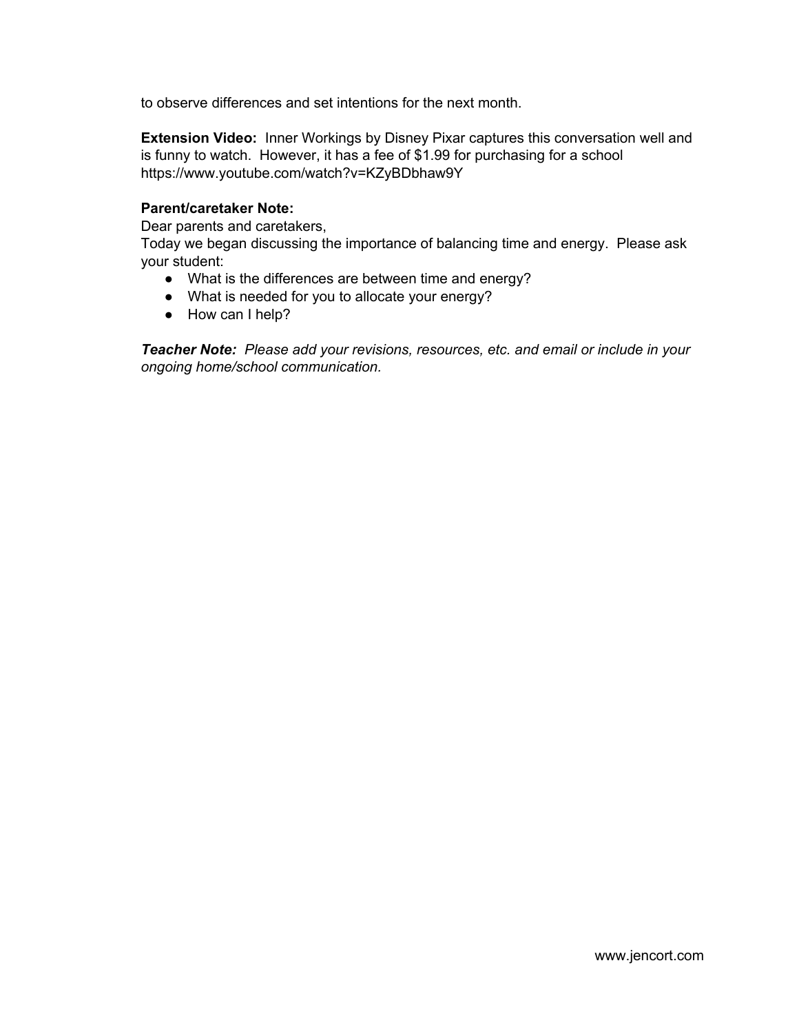to observe differences and set intentions for the next month.

**Extension Video:** Inner Workings by Disney Pixar captures this conversation well and is funny to watch. However, it has a fee of $1.99 for purchasing for a school https://www.youtube.com/watch?v=KZyBDbhaw9Y

**Parent/caretaker Note:**
Dear parents and caretakers,
Today we began discussing the importance of balancing time and energy. Please ask your student:

- What is the differences are between time and energy?
- What is needed for you to allocate your energy?
- How can I help?

***Teacher Note:*** *Please add your revisions, resources, etc. and email or include in your ongoing home/school communication.*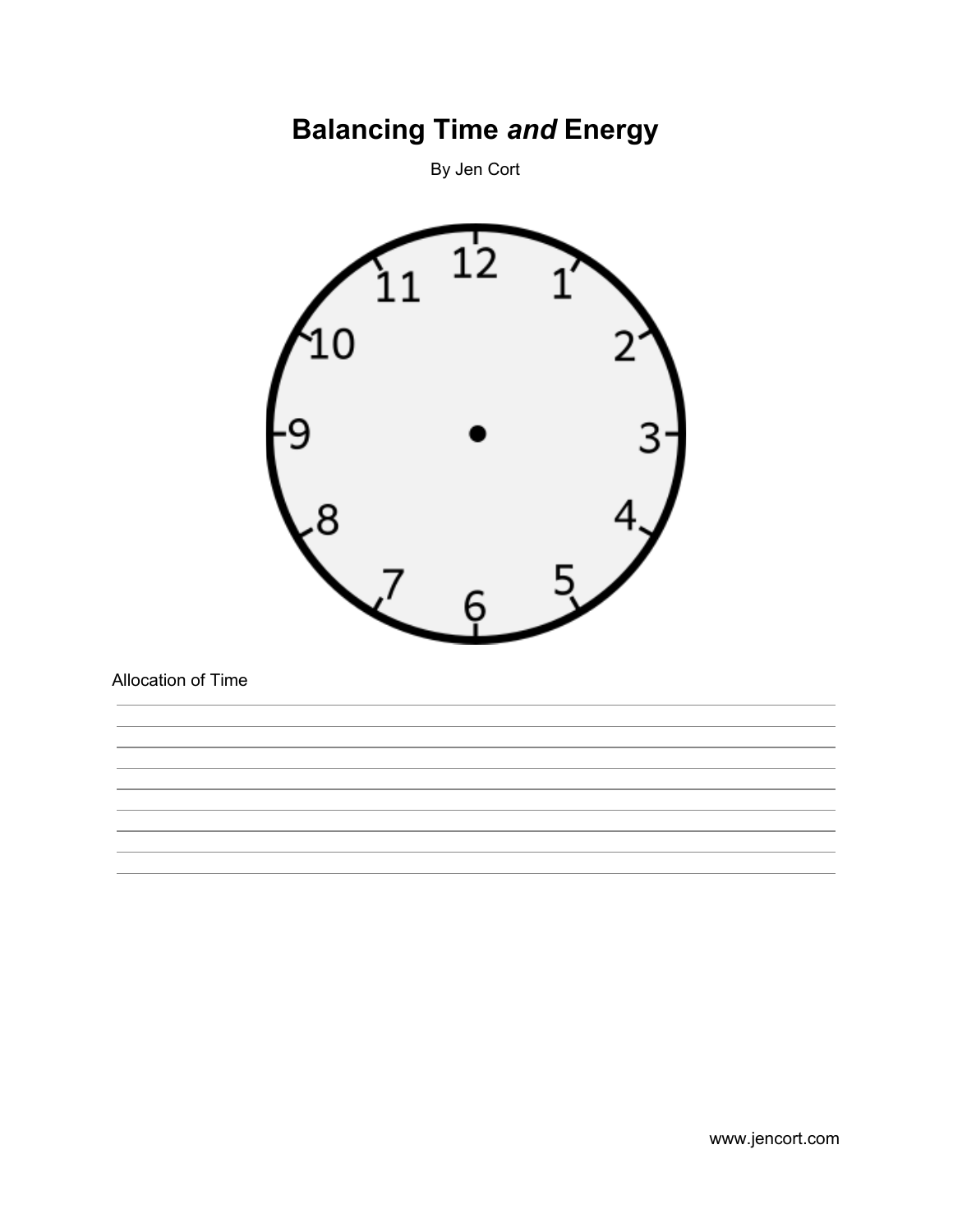# Balancing Time *and* Energy

By Jen Cort

Allocation of Time

www.jencort.com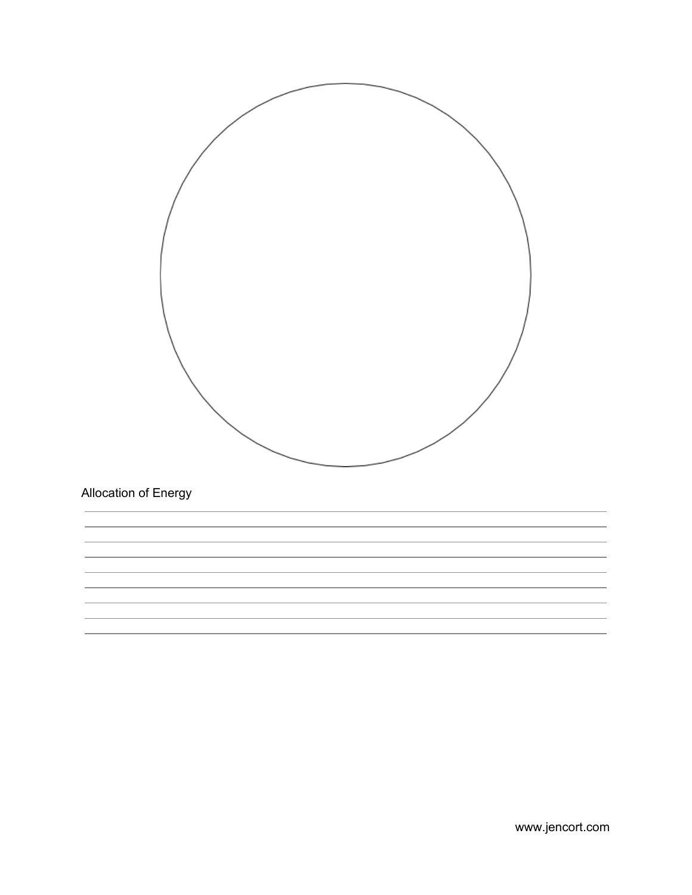Allocation of Energy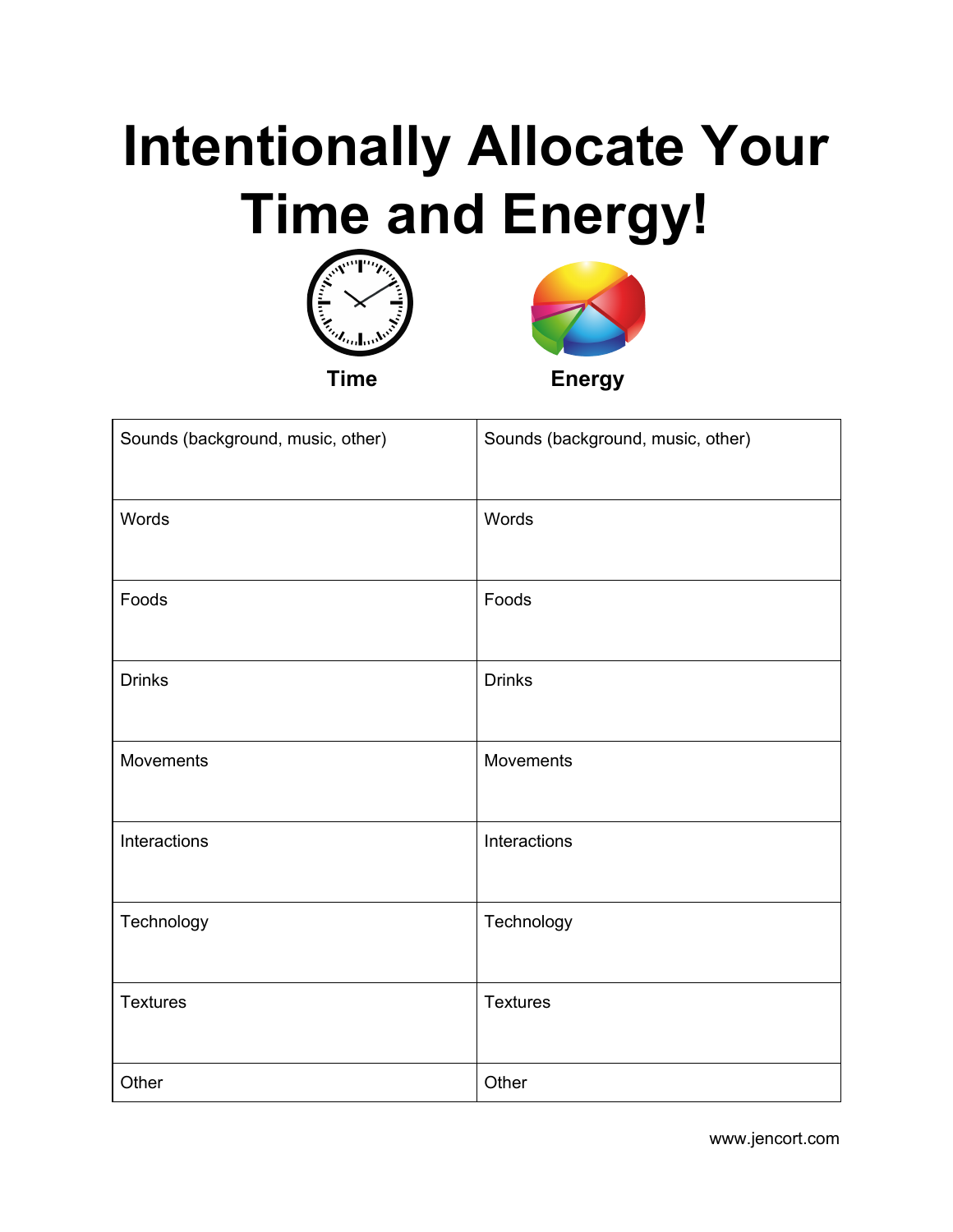# Intentionally Allocate Your Time and Energy!

**Time** **Energy**

| Time | Energy |
| --- | --- |
| Sounds (background, music, other) | Sounds (background, music, other) |
| Words | Words |
| Foods | Foods |
| Drinks | Drinks |
| Movements | Movements |
| Interactions | Interactions |
| Technology | Technology |
| Textures | Textures |
| Other | Other |

www.jencort.com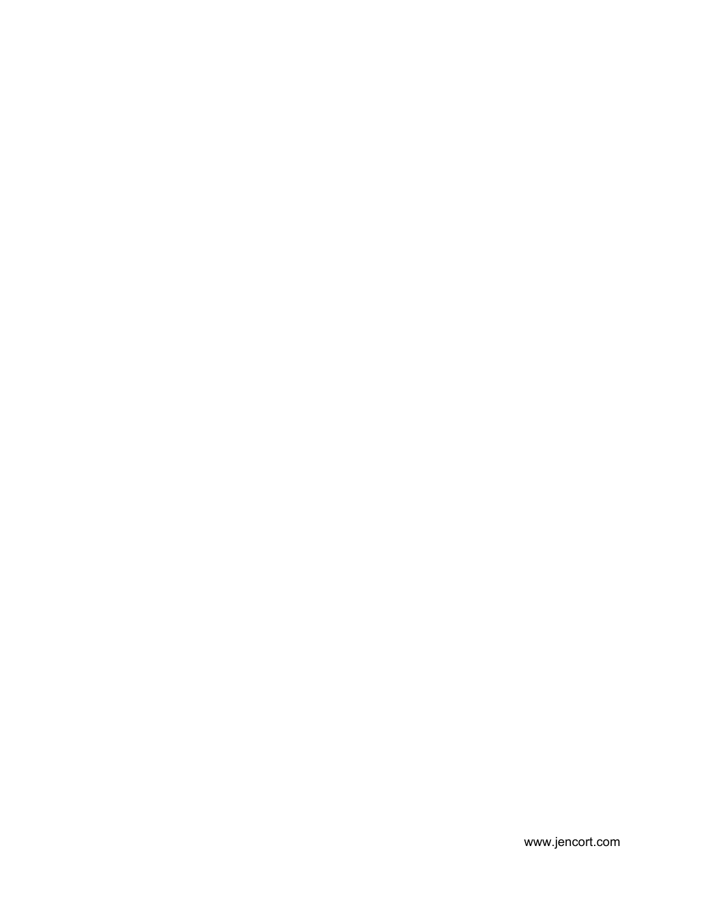www.jencort.com